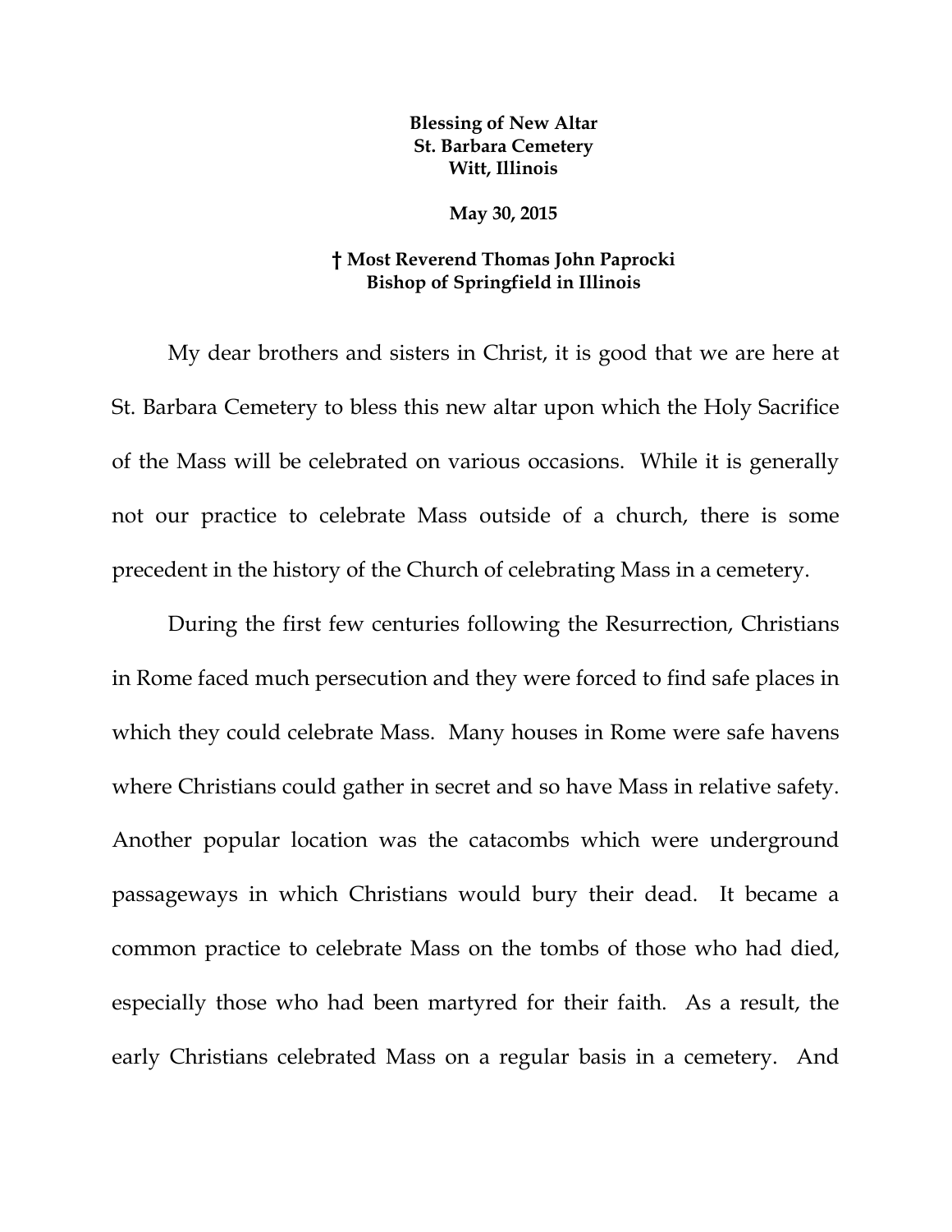**Blessing of New Altar**
**St. Barbara Cemetery**
**Witt, Illinois**

**May 30, 2015**

**† Most Reverend Thomas John Paprocki**
**Bishop of Springfield in Illinois**

My dear brothers and sisters in Christ, it is good that we are here at St. Barbara Cemetery to bless this new altar upon which the Holy Sacrifice of the Mass will be celebrated on various occasions. While it is generally not our practice to celebrate Mass outside of a church, there is some precedent in the history of the Church of celebrating Mass in a cemetery.

During the first few centuries following the Resurrection, Christians in Rome faced much persecution and they were forced to find safe places in which they could celebrate Mass. Many houses in Rome were safe havens where Christians could gather in secret and so have Mass in relative safety. Another popular location was the catacombs which were underground passageways in which Christians would bury their dead. It became a common practice to celebrate Mass on the tombs of those who had died, especially those who had been martyred for their faith. As a result, the early Christians celebrated Mass on a regular basis in a cemetery. And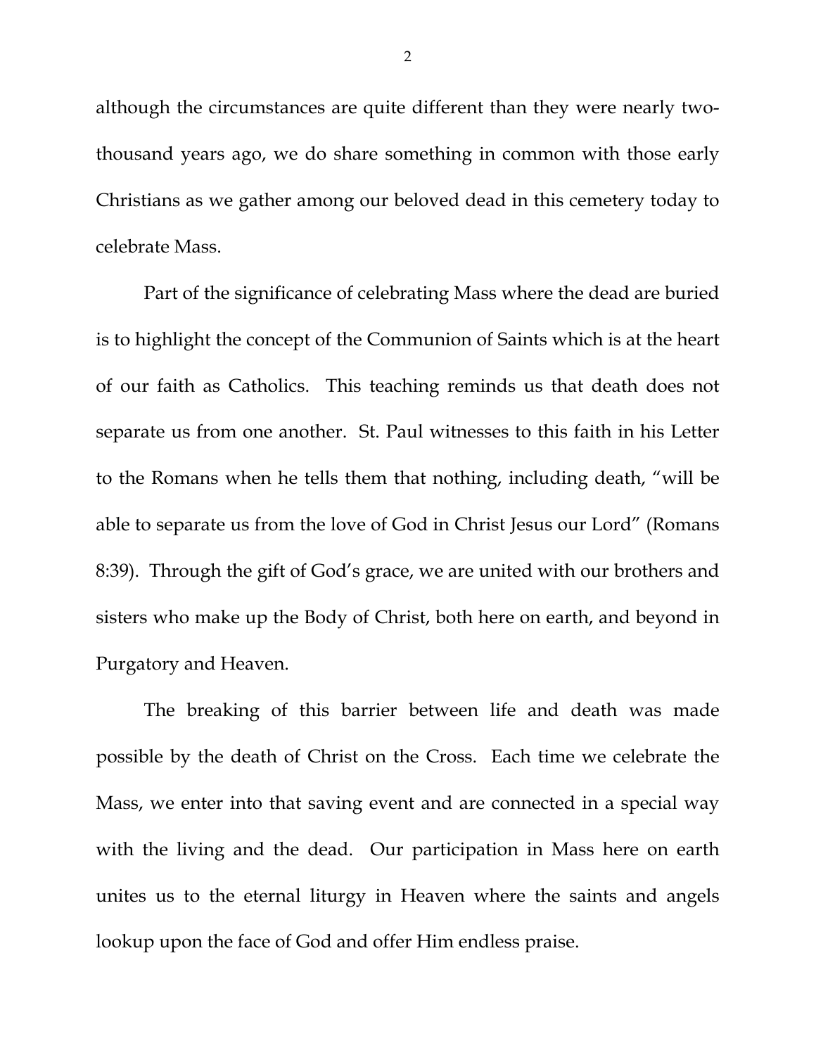although the circumstances are quite different than they were nearly two-thousand years ago, we do share something in common with those early Christians as we gather among our beloved dead in this cemetery today to celebrate Mass.

Part of the significance of celebrating Mass where the dead are buried is to highlight the concept of the Communion of Saints which is at the heart of our faith as Catholics. This teaching reminds us that death does not separate us from one another. St. Paul witnesses to this faith in his Letter to the Romans when he tells them that nothing, including death, "will be able to separate us from the love of God in Christ Jesus our Lord" (Romans 8:39). Through the gift of God's grace, we are united with our brothers and sisters who make up the Body of Christ, both here on earth, and beyond in Purgatory and Heaven.

The breaking of this barrier between life and death was made possible by the death of Christ on the Cross. Each time we celebrate the Mass, we enter into that saving event and are connected in a special way with the living and the dead. Our participation in Mass here on earth unites us to the eternal liturgy in Heaven where the saints and angels lookup upon the face of God and offer Him endless praise.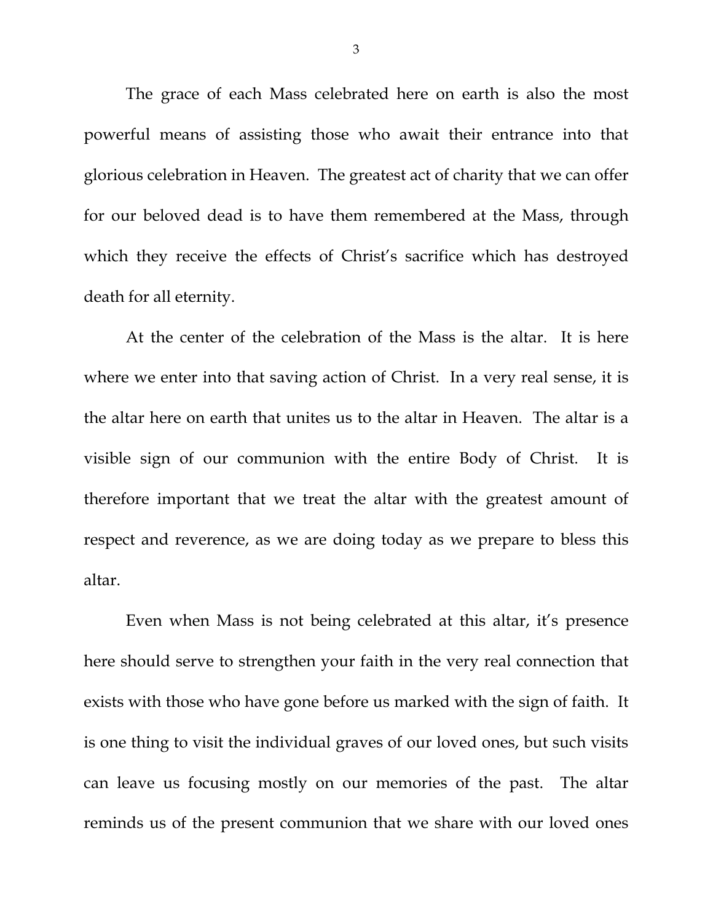The grace of each Mass celebrated here on earth is also the most powerful means of assisting those who await their entrance into that glorious celebration in Heaven. The greatest act of charity that we can offer for our beloved dead is to have them remembered at the Mass, through which they receive the effects of Christ's sacrifice which has destroyed death for all eternity.

At the center of the celebration of the Mass is the altar. It is here where we enter into that saving action of Christ. In a very real sense, it is the altar here on earth that unites us to the altar in Heaven. The altar is a visible sign of our communion with the entire Body of Christ. It is therefore important that we treat the altar with the greatest amount of respect and reverence, as we are doing today as we prepare to bless this altar.

Even when Mass is not being celebrated at this altar, it's presence here should serve to strengthen your faith in the very real connection that exists with those who have gone before us marked with the sign of faith. It is one thing to visit the individual graves of our loved ones, but such visits can leave us focusing mostly on our memories of the past. The altar reminds us of the present communion that we share with our loved ones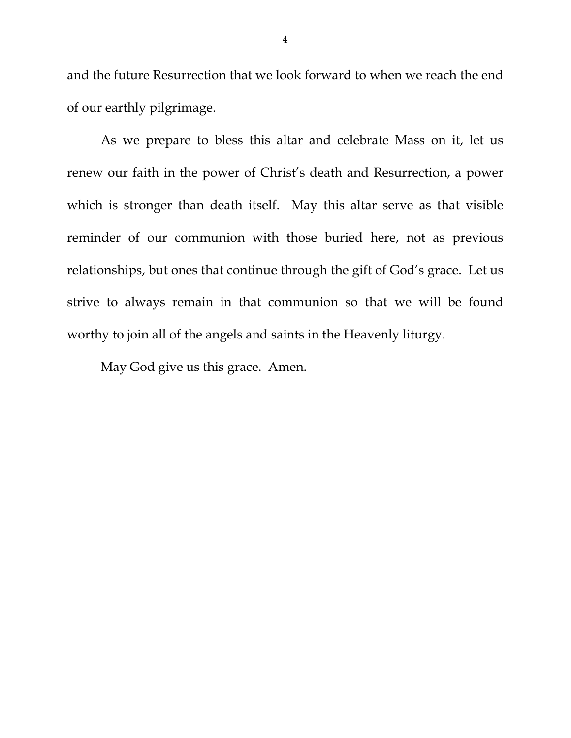and the future Resurrection that we look forward to when we reach the end of our earthly pilgrimage.

As we prepare to bless this altar and celebrate Mass on it, let us renew our faith in the power of Christ's death and Resurrection, a power which is stronger than death itself. May this altar serve as that visible reminder of our communion with those buried here, not as previous relationships, but ones that continue through the gift of God's grace. Let us strive to always remain in that communion so that we will be found worthy to join all of the angels and saints in the Heavenly liturgy.

May God give us this grace. Amen.